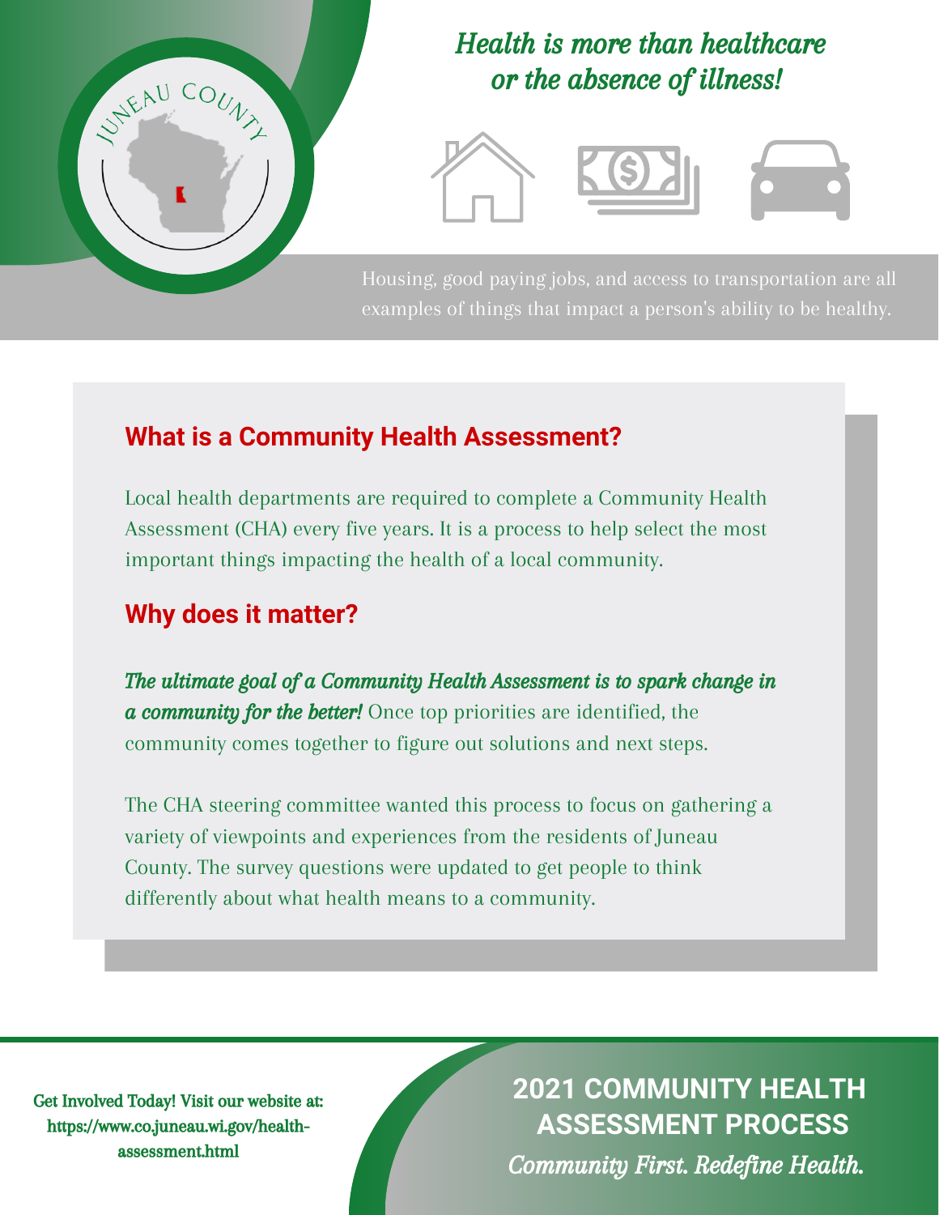JUNEAU COUNTY

*Health is more than healthcare or the absence of illness!*

Housing, good paying jobs, and access to transportation are all examples of things that impact a person's ability to be healthy.

## What is a Community Health Assessment?

Local health departments are required to complete a Community Health Assessment (CHA) every five years. It is a process to help select the most important things impacting the health of a local community.

## Why does it matter?

***The ultimate goal of a Community Health Assessment is to spark change in a community for the better!*** Once top priorities are identified, the community comes together to figure out solutions and next steps.

The CHA steering committee wanted this process to focus on gathering a variety of viewpoints and experiences from the residents of Juneau County. The survey questions were updated to get people to think differently about what health means to a community.

Get Involved Today! Visit our website at: https://www.co.juneau.wi.gov/health-assessment.html

# 2021 COMMUNITY HEALTH ASSESSMENT PROCESS

*Community First. Redefine Health.*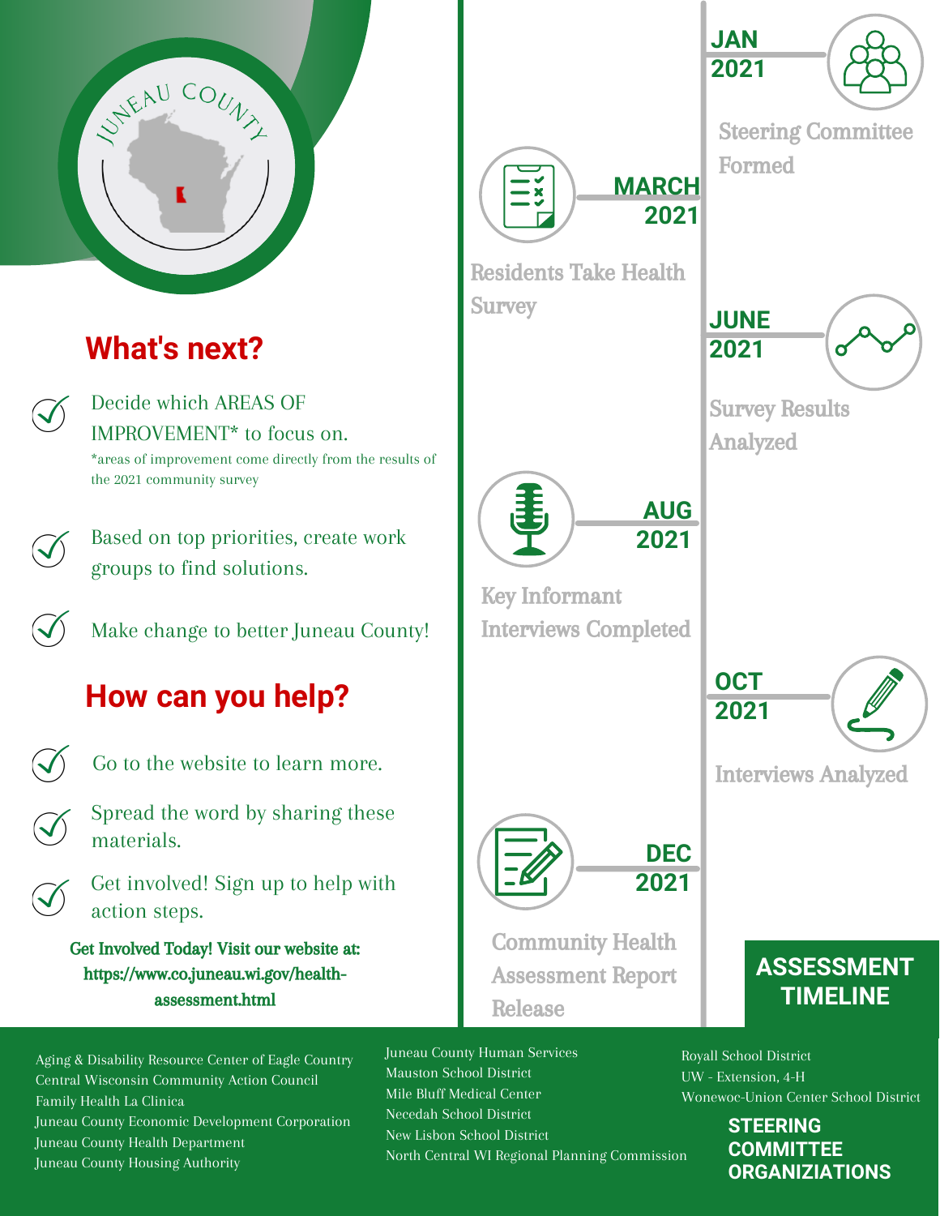JUNEAU COUNTY

## What's next?

- Decide which AREAS OF IMPROVEMENT* to focus on.
  *areas of improvement come directly from the results of the 2021 community survey
- Based on top priorities, create work groups to find solutions.
- Make change to better Juneau County!

## How can you help?

- Go to the website to learn more.
- Spread the word by sharing these materials.
- Get involved! Sign up to help with action steps.

**Get Involved Today! Visit our website at: https://www.co.juneau.wi.gov/health-assessment.html**

## ASSESSMENT TIMELINE

**JAN 2021**
Steering Committee Formed

**MARCH 2021**
Residents Take Health Survey

**JUNE 2021**
Survey Results Analyzed

**AUG 2021**
Key Informant Interviews Completed

**OCT 2021**
Interviews Analyzed

**DEC 2021**
Community Health Assessment Report Release

## STEERING COMMITTEE ORGANIZIATIONS

Aging & Disability Resource Center of Eagle Country
Central Wisconsin Community Action Council
Family Health La Clinica
Juneau County Economic Development Corporation
Juneau County Health Department
Juneau County Housing Authority
Juneau County Human Services
Mauston School District
Mile Bluff Medical Center
Necedah School District
New Lisbon School District
North Central WI Regional Planning Commission
Royall School District
UW - Extension, 4-H
Wonewoc-Union Center School District